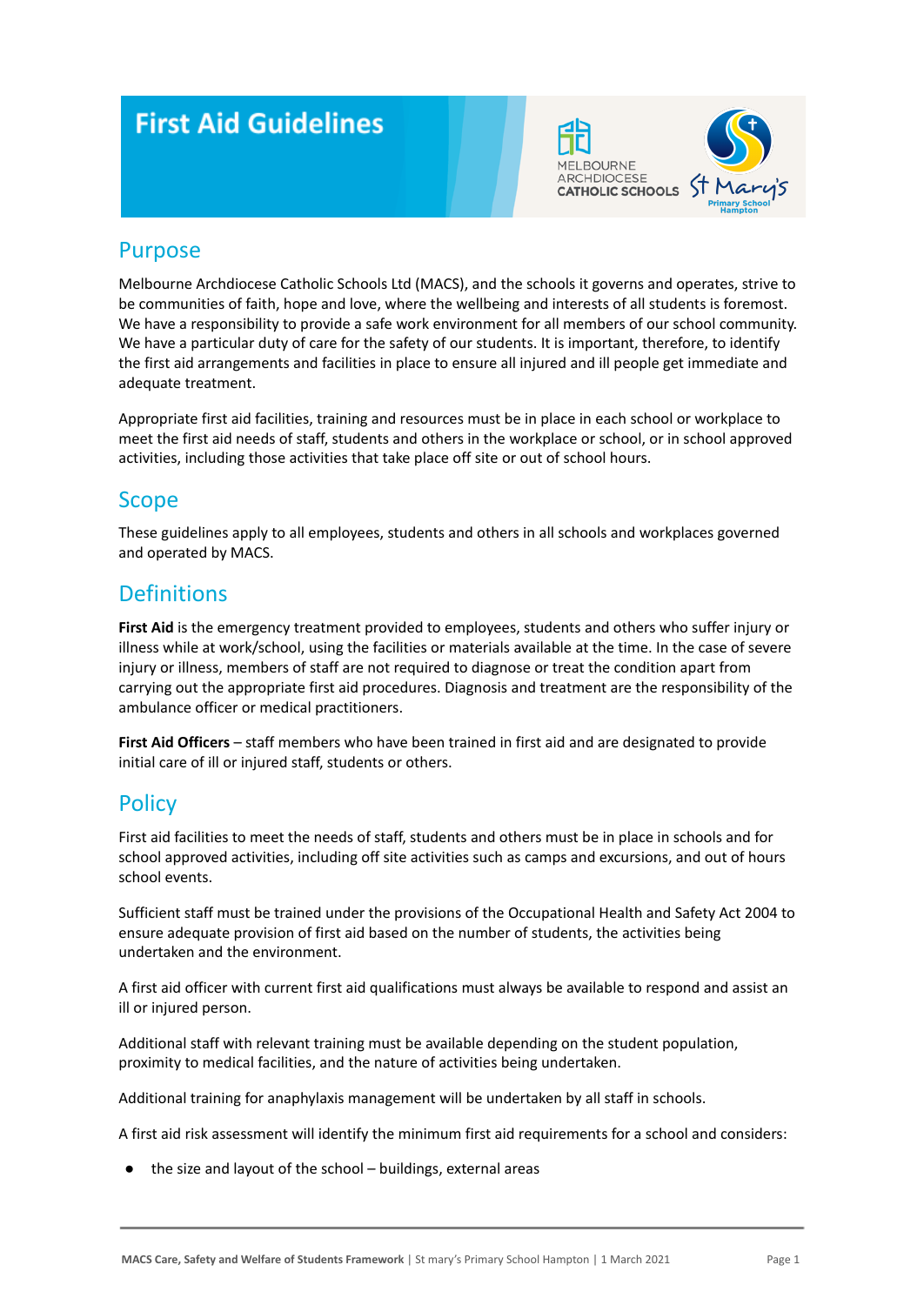# First Aid Guidelines

## Purpose

Melbourne Archdiocese Catholic Schools Ltd (MACS), and the schools it governs and operates, strive to be communities of faith, hope and love, where the wellbeing and interests of all students is foremost. We have a responsibility to provide a safe work environment for all members of our school community. We have a particular duty of care for the safety of our students. It is important, therefore, to identify the first aid arrangements and facilities in place to ensure all injured and ill people get immediate and adequate treatment.

Appropriate first aid facilities, training and resources must be in place in each school or workplace to meet the first aid needs of staff, students and others in the workplace or school, or in school approved activities, including those activities that take place off site or out of school hours.

## Scope

These guidelines apply to all employees, students and others in all schools and workplaces governed and operated by MACS.

## Definitions

**First Aid** is the emergency treatment provided to employees, students and others who suffer injury or illness while at work/school, using the facilities or materials available at the time. In the case of severe injury or illness, members of staff are not required to diagnose or treat the condition apart from carrying out the appropriate first aid procedures. Diagnosis and treatment are the responsibility of the ambulance officer or medical practitioners.

**First Aid Officers** – staff members who have been trained in first aid and are designated to provide initial care of ill or injured staff, students or others.

## Policy

First aid facilities to meet the needs of staff, students and others must be in place in schools and for school approved activities, including off site activities such as camps and excursions, and out of hours school events.

Sufficient staff must be trained under the provisions of the Occupational Health and Safety Act 2004 to ensure adequate provision of first aid based on the number of students, the activities being undertaken and the environment.

A first aid officer with current first aid qualifications must always be available to respond and assist an ill or injured person.

Additional staff with relevant training must be available depending on the student population, proximity to medical facilities, and the nature of activities being undertaken.

Additional training for anaphylaxis management will be undertaken by all staff in schools.

A first aid risk assessment will identify the minimum first aid requirements for a school and considers:

- the size and layout of the school – buildings, external areas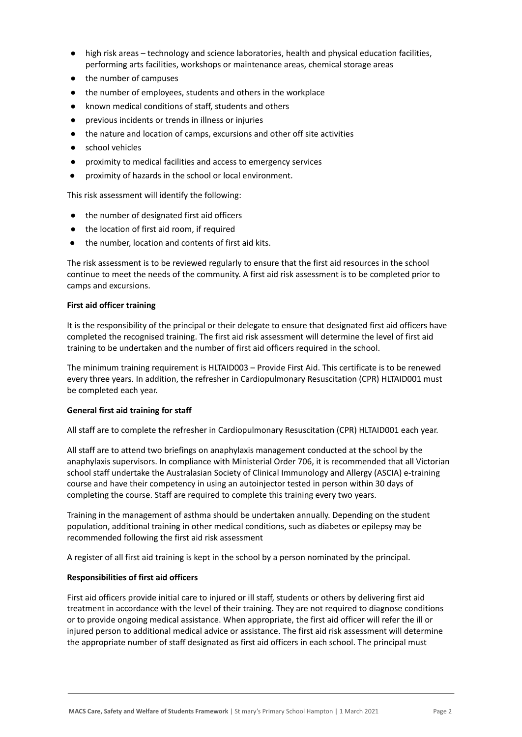- high risk areas – technology and science laboratories, health and physical education facilities, performing arts facilities, workshops or maintenance areas, chemical storage areas
- the number of campuses
- the number of employees, students and others in the workplace
- known medical conditions of staff, students and others
- previous incidents or trends in illness or injuries
- the nature and location of camps, excursions and other off site activities
- school vehicles
- proximity to medical facilities and access to emergency services
- proximity of hazards in the school or local environment.

This risk assessment will identify the following:

- the number of designated first aid officers
- the location of first aid room, if required
- the number, location and contents of first aid kits.

The risk assessment is to be reviewed regularly to ensure that the first aid resources in the school continue to meet the needs of the community. A first aid risk assessment is to be completed prior to camps and excursions.

**First aid officer training**

It is the responsibility of the principal or their delegate to ensure that designated first aid officers have completed the recognised training. The first aid risk assessment will determine the level of first aid training to be undertaken and the number of first aid officers required in the school.

The minimum training requirement is HLTAID003 – Provide First Aid. This certificate is to be renewed every three years. In addition, the refresher in Cardiopulmonary Resuscitation (CPR) HLTAID001 must be completed each year.

**General first aid training for staff**

All staff are to complete the refresher in Cardiopulmonary Resuscitation (CPR) HLTAID001 each year.

All staff are to attend two briefings on anaphylaxis management conducted at the school by the anaphylaxis supervisors. In compliance with Ministerial Order 706, it is recommended that all Victorian school staff undertake the Australasian Society of Clinical Immunology and Allergy (ASCIA) e-training course and have their competency in using an autoinjector tested in person within 30 days of completing the course. Staff are required to complete this training every two years.

Training in the management of asthma should be undertaken annually. Depending on the student population, additional training in other medical conditions, such as diabetes or epilepsy may be recommended following the first aid risk assessment

A register of all first aid training is kept in the school by a person nominated by the principal.

**Responsibilities of first aid officers**

First aid officers provide initial care to injured or ill staff, students or others by delivering first aid treatment in accordance with the level of their training. They are not required to diagnose conditions or to provide ongoing medical assistance. When appropriate, the first aid officer will refer the ill or injured person to additional medical advice or assistance. The first aid risk assessment will determine the appropriate number of staff designated as first aid officers in each school. The principal must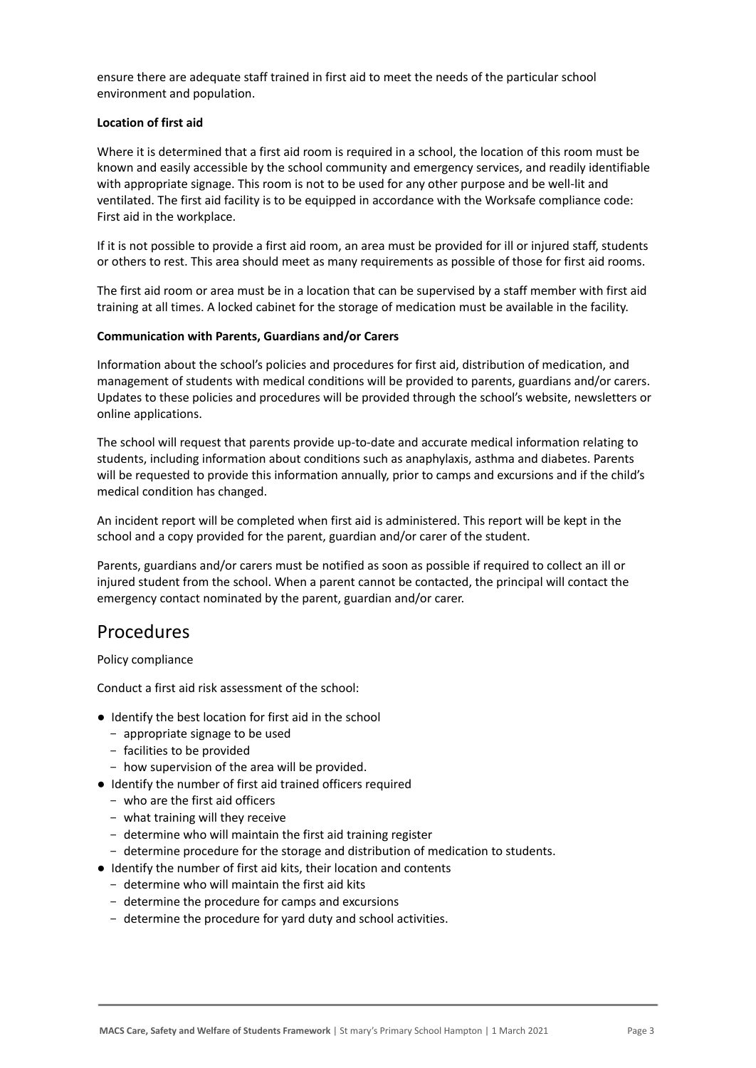ensure there are adequate staff trained in first aid to meet the needs of the particular school environment and population.

**Location of first aid**

Where it is determined that a first aid room is required in a school, the location of this room must be known and easily accessible by the school community and emergency services, and readily identifiable with appropriate signage. This room is not to be used for any other purpose and be well-lit and ventilated. The first aid facility is to be equipped in accordance with the Worksafe compliance code: First aid in the workplace.

If it is not possible to provide a first aid room, an area must be provided for ill or injured staff, students or others to rest. This area should meet as many requirements as possible of those for first aid rooms.

The first aid room or area must be in a location that can be supervised by a staff member with first aid training at all times. A locked cabinet for the storage of medication must be available in the facility.

**Communication with Parents, Guardians and/or Carers**

Information about the school's policies and procedures for first aid, distribution of medication, and management of students with medical conditions will be provided to parents, guardians and/or carers. Updates to these policies and procedures will be provided through the school's website, newsletters or online applications.

The school will request that parents provide up-to-date and accurate medical information relating to students, including information about conditions such as anaphylaxis, asthma and diabetes. Parents will be requested to provide this information annually, prior to camps and excursions and if the child's medical condition has changed.

An incident report will be completed when first aid is administered. This report will be kept in the school and a copy provided for the parent, guardian and/or carer of the student.

Parents, guardians and/or carers must be notified as soon as possible if required to collect an ill or injured student from the school. When a parent cannot be contacted, the principal will contact the emergency contact nominated by the parent, guardian and/or carer.

# Procedures

Policy compliance

Conduct a first aid risk assessment of the school:

- Identify the best location for first aid in the school
  - appropriate signage to be used
  - facilities to be provided
  - how supervision of the area will be provided.
- Identify the number of first aid trained officers required
  - who are the first aid officers
  - what training will they receive
  - determine who will maintain the first aid training register
  - determine procedure for the storage and distribution of medication to students.
- Identify the number of first aid kits, their location and contents
  - determine who will maintain the first aid kits
  - determine the procedure for camps and excursions
  - determine the procedure for yard duty and school activities.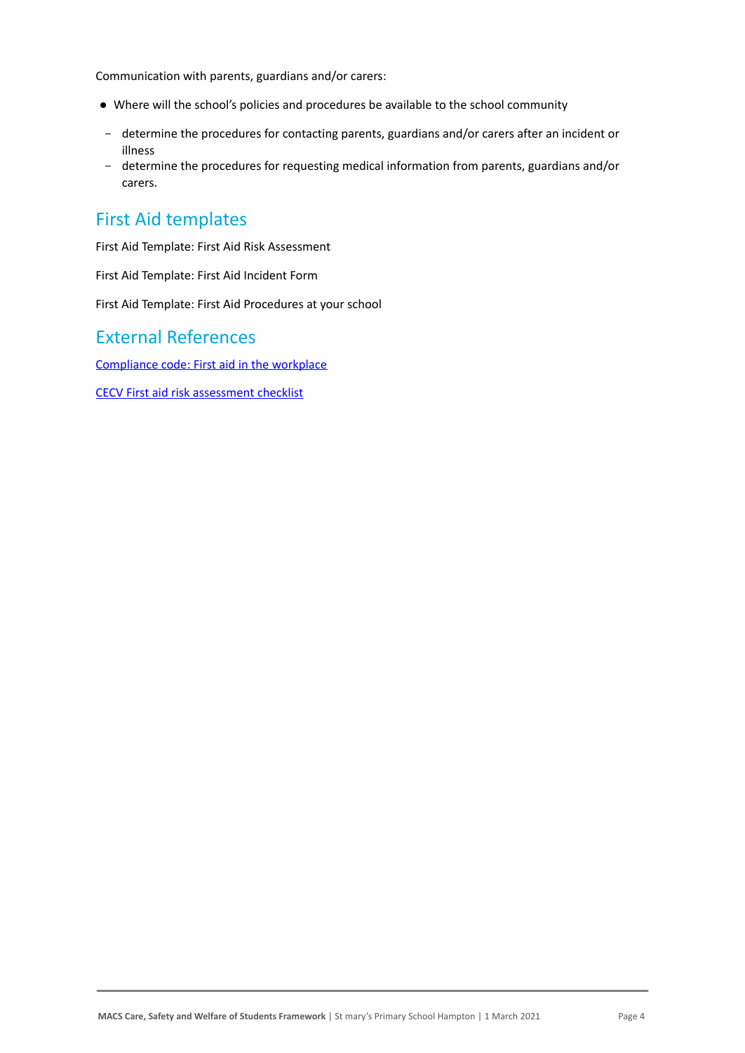Communication with parents, guardians and/or carers:

- Where will the school's policies and procedures be available to the school community
  - determine the procedures for contacting parents, guardians and/or carers after an incident or illness
  - determine the procedures for requesting medical information from parents, guardians and/or carers.

## First Aid templates

First Aid Template: First Aid Risk Assessment

First Aid Template: First Aid Incident Form

First Aid Template: First Aid Procedures at your school

## External References

Compliance code: First aid in the workplace

CECV First aid risk assessment checklist